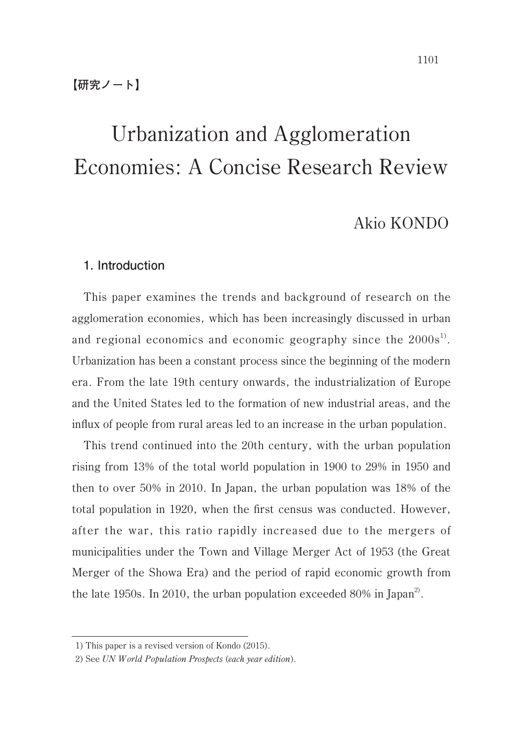【研究ノート】

# Urbanization and Agglomeration Economies: A Concise Research Review

Akio KONDO

## 1. Introduction

This paper examines the trends and background of research on the agglomeration economies, which has been increasingly discussed in urban and regional economics and economic geography since the 2000s[1]. Urbanization has been a constant process since the beginning of the modern era. From the late 19th century onwards, the industrialization of Europe and the United States led to the formation of new industrial areas, and the influx of people from rural areas led to an increase in the urban population.

This trend continued into the 20th century, with the urban population rising from 13% of the total world population in 1900 to 29% in 1950 and then to over 50% in 2010. In Japan, the urban population was 18% of the total population in 1920, when the first census was conducted. However, after the war, this ratio rapidly increased due to the mergers of municipalities under the Town and Village Merger Act of 1953 (the Great Merger of the Showa Era) and the period of rapid economic growth from the late 1950s. In 2010, the urban population exceeded 80% in Japan[2].

---

1) This paper is a revised version of Kondo (2015).

2) See *UN World Population Prospects* (*each year edition*).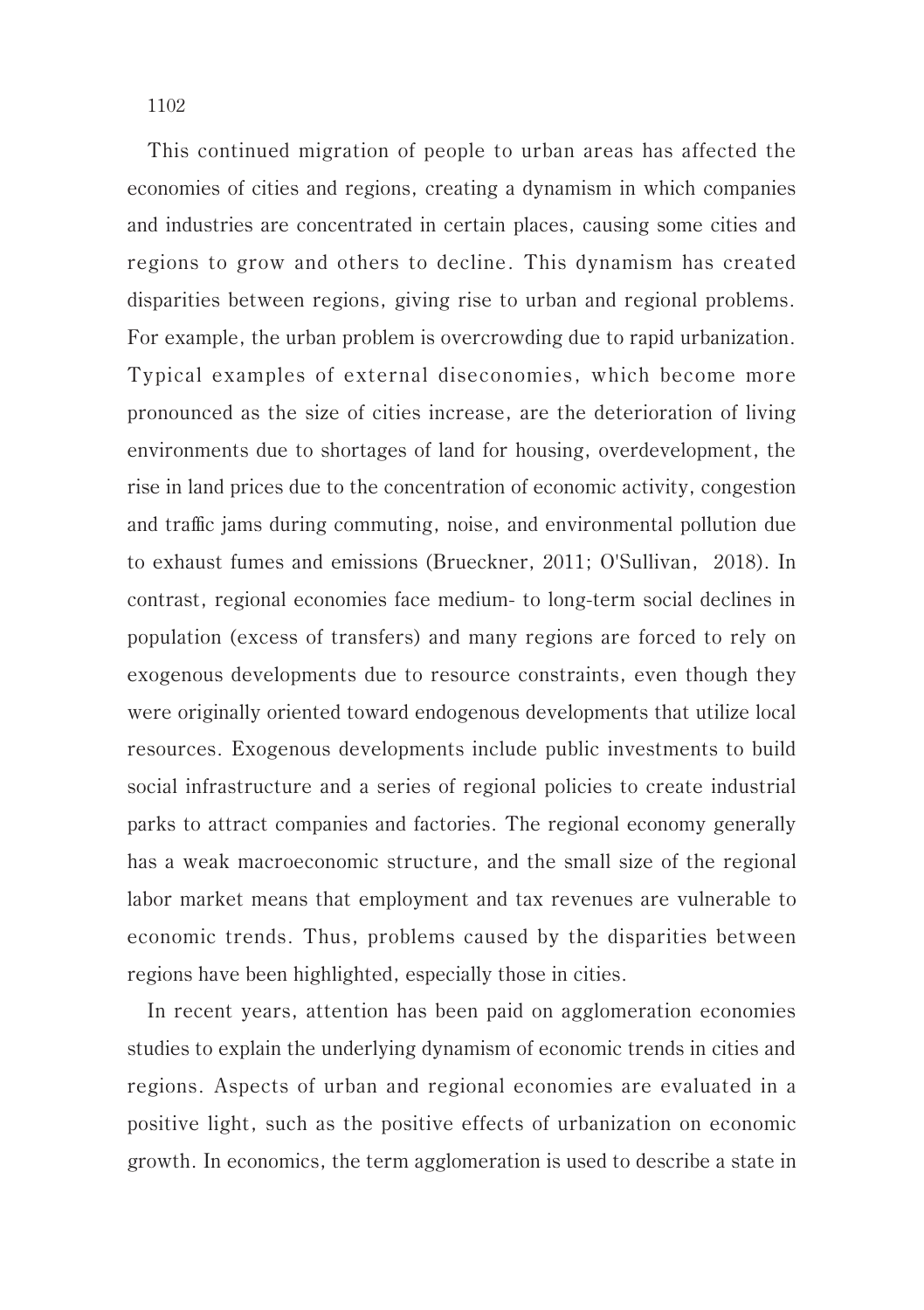This continued migration of people to urban areas has affected the economies of cities and regions, creating a dynamism in which companies and industries are concentrated in certain places, causing some cities and regions to grow and others to decline. This dynamism has created disparities between regions, giving rise to urban and regional problems. For example, the urban problem is overcrowding due to rapid urbanization. Typical examples of external diseconomies, which become more pronounced as the size of cities increase, are the deterioration of living environments due to shortages of land for housing, overdevelopment, the rise in land prices due to the concentration of economic activity, congestion and traffic jams during commuting, noise, and environmental pollution due to exhaust fumes and emissions (Brueckner, 2011; O'Sullivan, 2018). In contrast, regional economies face medium- to long-term social declines in population (excess of transfers) and many regions are forced to rely on exogenous developments due to resource constraints, even though they were originally oriented toward endogenous developments that utilize local resources. Exogenous developments include public investments to build social infrastructure and a series of regional policies to create industrial parks to attract companies and factories. The regional economy generally has a weak macroeconomic structure, and the small size of the regional labor market means that employment and tax revenues are vulnerable to economic trends. Thus, problems caused by the disparities between regions have been highlighted, especially those in cities.

In recent years, attention has been paid on agglomeration economies studies to explain the underlying dynamism of economic trends in cities and regions. Aspects of urban and regional economies are evaluated in a positive light, such as the positive effects of urbanization on economic growth. In economics, the term agglomeration is used to describe a state in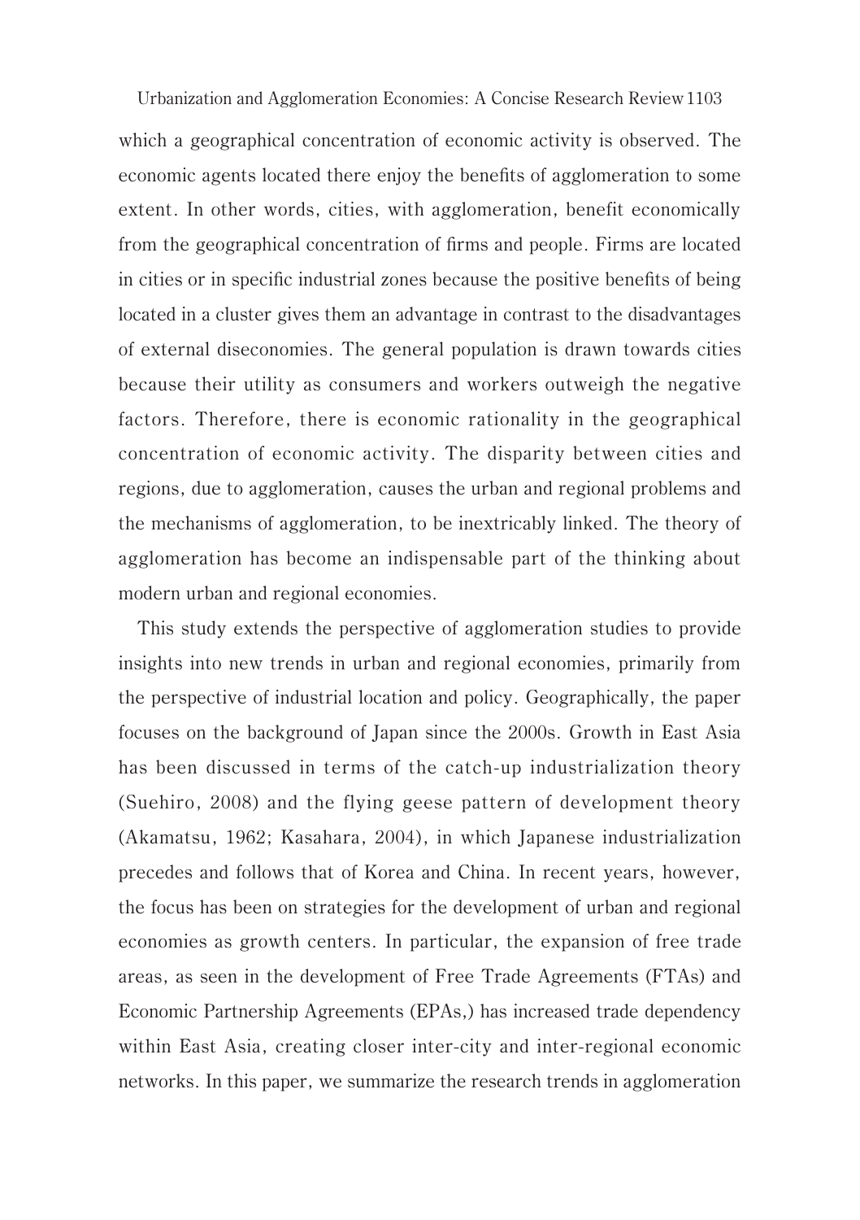which a geographical concentration of economic activity is observed. The economic agents located there enjoy the benefits of agglomeration to some extent. In other words, cities, with agglomeration, benefit economically from the geographical concentration of firms and people. Firms are located in cities or in specific industrial zones because the positive benefits of being located in a cluster gives them an advantage in contrast to the disadvantages of external diseconomies. The general population is drawn towards cities because their utility as consumers and workers outweigh the negative factors. Therefore, there is economic rationality in the geographical concentration of economic activity. The disparity between cities and regions, due to agglomeration, causes the urban and regional problems and the mechanisms of agglomeration, to be inextricably linked. The theory of agglomeration has become an indispensable part of the thinking about modern urban and regional economies.

This study extends the perspective of agglomeration studies to provide insights into new trends in urban and regional economies, primarily from the perspective of industrial location and policy. Geographically, the paper focuses on the background of Japan since the 2000s. Growth in East Asia has been discussed in terms of the catch-up industrialization theory (Suehiro, 2008) and the flying geese pattern of development theory (Akamatsu, 1962; Kasahara, 2004), in which Japanese industrialization precedes and follows that of Korea and China. In recent years, however, the focus has been on strategies for the development of urban and regional economies as growth centers. In particular, the expansion of free trade areas, as seen in the development of Free Trade Agreements (FTAs) and Economic Partnership Agreements (EPAs,) has increased trade dependency within East Asia, creating closer inter-city and inter-regional economic networks. In this paper, we summarize the research trends in agglomeration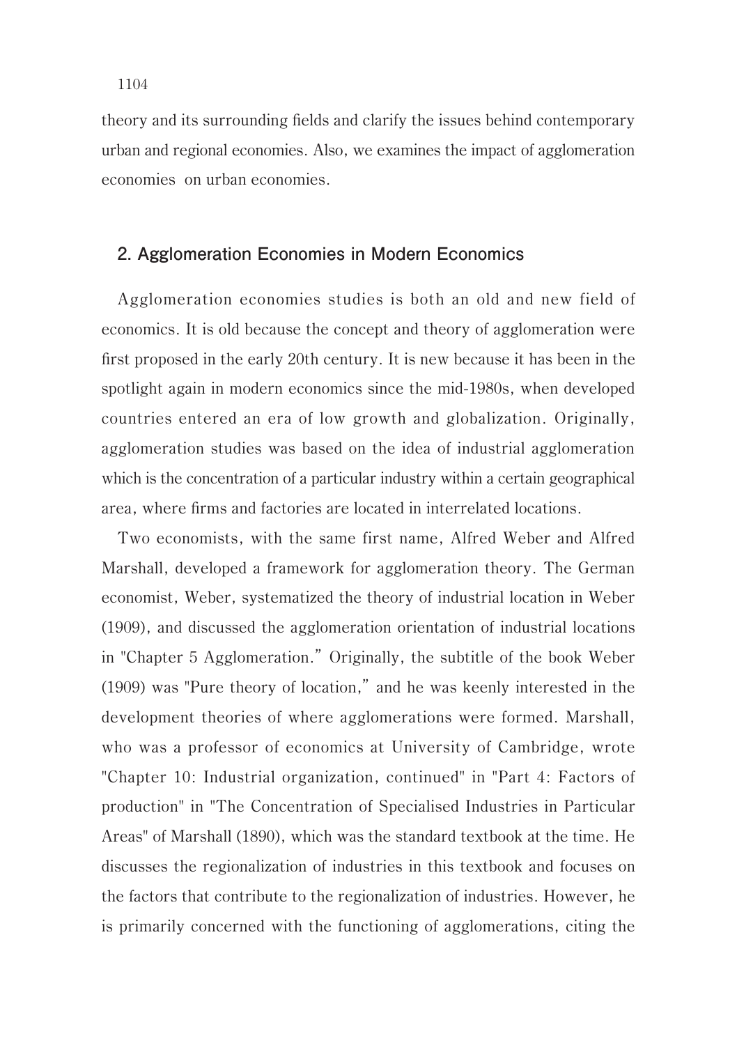theory and its surrounding fields and clarify the issues behind contemporary urban and regional economies. Also, we examines the impact of agglomeration economies on urban economies.

## 2. Agglomeration Economies in Modern Economics

Agglomeration economies studies is both an old and new field of economics. It is old because the concept and theory of agglomeration were first proposed in the early 20th century. It is new because it has been in the spotlight again in modern economics since the mid-1980s, when developed countries entered an era of low growth and globalization. Originally, agglomeration studies was based on the idea of industrial agglomeration which is the concentration of a particular industry within a certain geographical area, where firms and factories are located in interrelated locations.

Two economists, with the same first name, Alfred Weber and Alfred Marshall, developed a framework for agglomeration theory. The German economist, Weber, systematized the theory of industrial location in Weber (1909), and discussed the agglomeration orientation of industrial locations in "Chapter 5 Agglomeration." Originally, the subtitle of the book Weber (1909) was "Pure theory of location," and he was keenly interested in the development theories of where agglomerations were formed. Marshall, who was a professor of economics at University of Cambridge, wrote "Chapter 10: Industrial organization, continued" in "Part 4: Factors of production" in "The Concentration of Specialised Industries in Particular Areas" of Marshall (1890), which was the standard textbook at the time. He discusses the regionalization of industries in this textbook and focuses on the factors that contribute to the regionalization of industries. However, he is primarily concerned with the functioning of agglomerations, citing the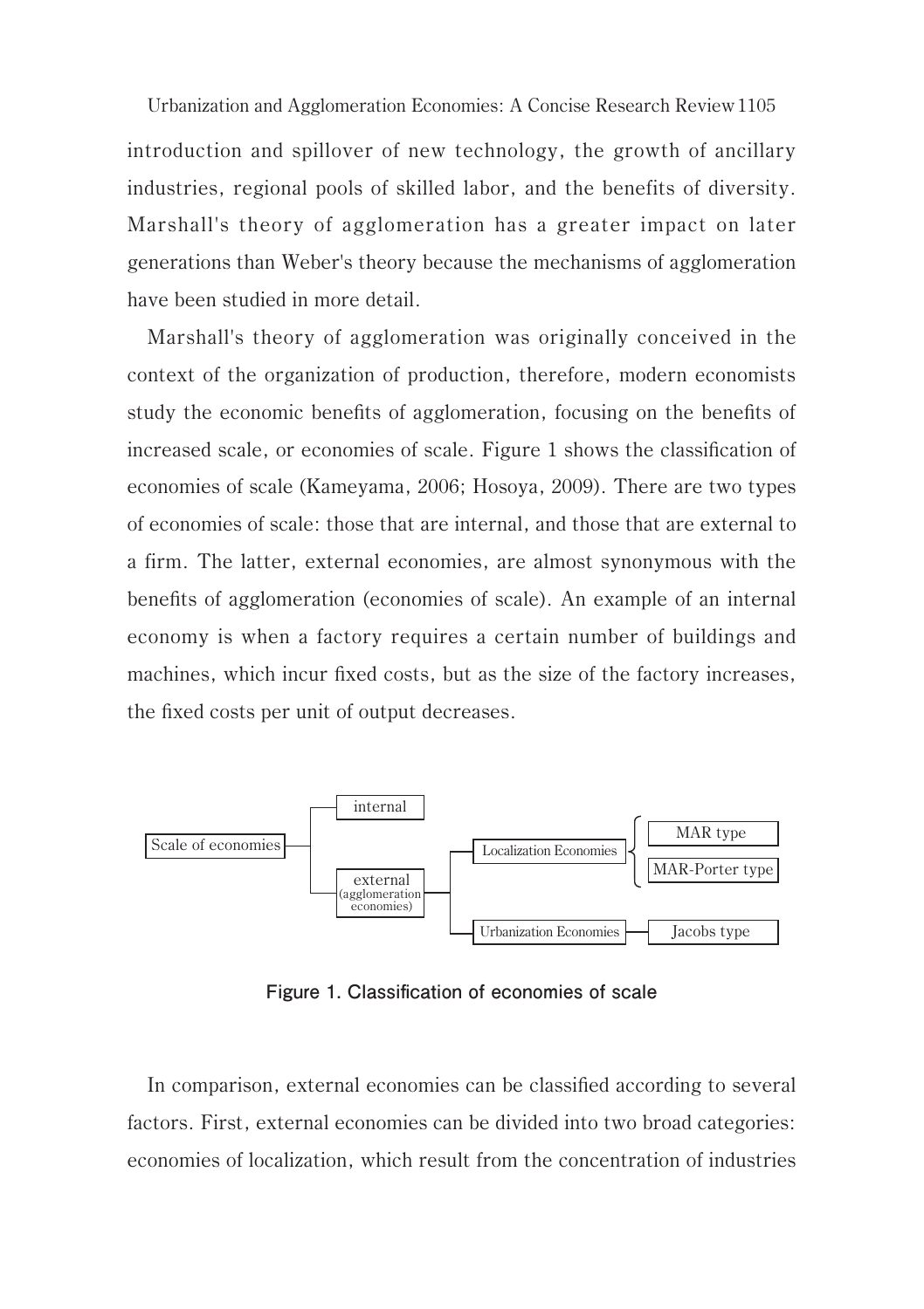introduction and spillover of new technology, the growth of ancillary industries, regional pools of skilled labor, and the benefits of diversity. Marshall's theory of agglomeration has a greater impact on later generations than Weber's theory because the mechanisms of agglomeration have been studied in more detail.

Marshall's theory of agglomeration was originally conceived in the context of the organization of production, therefore, modern economists study the economic benefits of agglomeration, focusing on the benefits of increased scale, or economies of scale. Figure 1 shows the classification of economies of scale (Kameyama, 2006; Hosoya, 2009). There are two types of economies of scale: those that are internal, and those that are external to a firm. The latter, external economies, are almost synonymous with the benefits of agglomeration (economies of scale). An example of an internal economy is when a factory requires a certain number of buildings and machines, which incur fixed costs, but as the size of the factory increases, the fixed costs per unit of output decreases.

```
                    ┌─ internal
Scale of economies ─┤                                          ┌─ MAR type
                    │                  ┌─ Localization Economies ┤
                    └─ external ───────┤                        └─ MAR-Porter type
                      (agglomeration   │
                       economies)      └─ Urbanization Economies ── Jacobs type
```

**Figure 1. Classification of economies of scale**

In comparison, external economies can be classified according to several factors. First, external economies can be divided into two broad categories: economies of localization, which result from the concentration of industries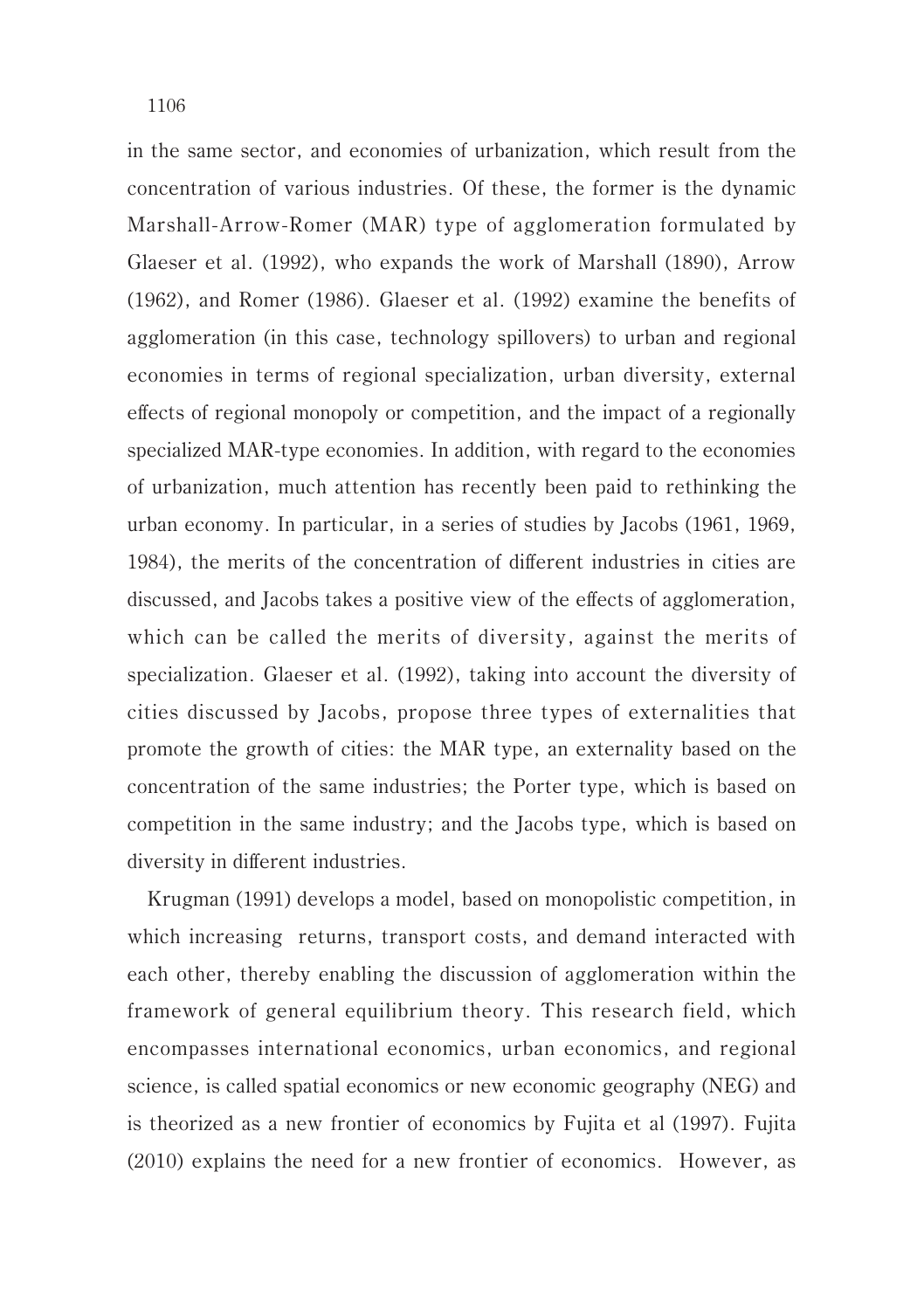in the same sector, and economies of urbanization, which result from the concentration of various industries. Of these, the former is the dynamic Marshall-Arrow-Romer (MAR) type of agglomeration formulated by Glaeser et al. (1992), who expands the work of Marshall (1890), Arrow (1962), and Romer (1986). Glaeser et al. (1992) examine the benefits of agglomeration (in this case, technology spillovers) to urban and regional economies in terms of regional specialization, urban diversity, external effects of regional monopoly or competition, and the impact of a regionally specialized MAR-type economies. In addition, with regard to the economies of urbanization, much attention has recently been paid to rethinking the urban economy. In particular, in a series of studies by Jacobs (1961, 1969, 1984), the merits of the concentration of different industries in cities are discussed, and Jacobs takes a positive view of the effects of agglomeration, which can be called the merits of diversity, against the merits of specialization. Glaeser et al. (1992), taking into account the diversity of cities discussed by Jacobs, propose three types of externalities that promote the growth of cities: the MAR type, an externality based on the concentration of the same industries; the Porter type, which is based on competition in the same industry; and the Jacobs type, which is based on diversity in different industries.

Krugman (1991) develops a model, based on monopolistic competition, in which increasing returns, transport costs, and demand interacted with each other, thereby enabling the discussion of agglomeration within the framework of general equilibrium theory. This research field, which encompasses international economics, urban economics, and regional science, is called spatial economics or new economic geography (NEG) and is theorized as a new frontier of economics by Fujita et al (1997). Fujita (2010) explains the need for a new frontier of economics. However, as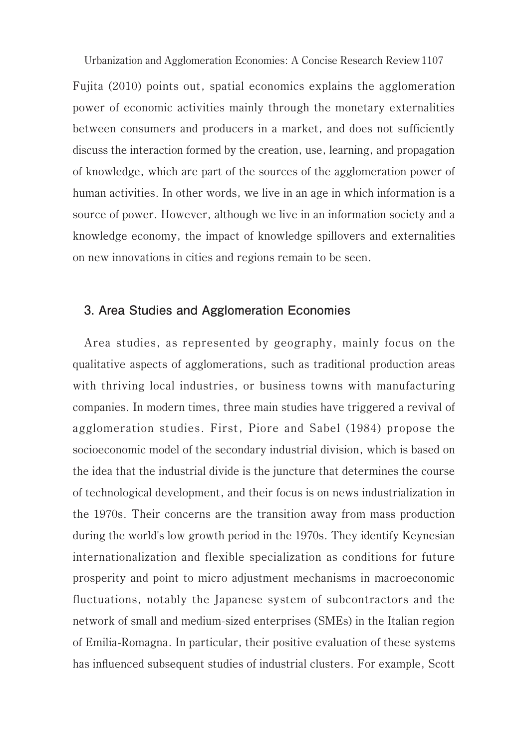Fujita (2010) points out, spatial economics explains the agglomeration power of economic activities mainly through the monetary externalities between consumers and producers in a market, and does not sufficiently discuss the interaction formed by the creation, use, learning, and propagation of knowledge, which are part of the sources of the agglomeration power of human activities. In other words, we live in an age in which information is a source of power. However, although we live in an information society and a knowledge economy, the impact of knowledge spillovers and externalities on new innovations in cities and regions remain to be seen.

## 3. Area Studies and Agglomeration Economies

Area studies, as represented by geography, mainly focus on the qualitative aspects of agglomerations, such as traditional production areas with thriving local industries, or business towns with manufacturing companies. In modern times, three main studies have triggered a revival of agglomeration studies. First, Piore and Sabel (1984) propose the socioeconomic model of the secondary industrial division, which is based on the idea that the industrial divide is the juncture that determines the course of technological development, and their focus is on news industrialization in the 1970s. Their concerns are the transition away from mass production during the world's low growth period in the 1970s. They identify Keynesian internationalization and flexible specialization as conditions for future prosperity and point to micro adjustment mechanisms in macroeconomic fluctuations, notably the Japanese system of subcontractors and the network of small and medium-sized enterprises (SMEs) in the Italian region of Emilia-Romagna. In particular, their positive evaluation of these systems has influenced subsequent studies of industrial clusters. For example, Scott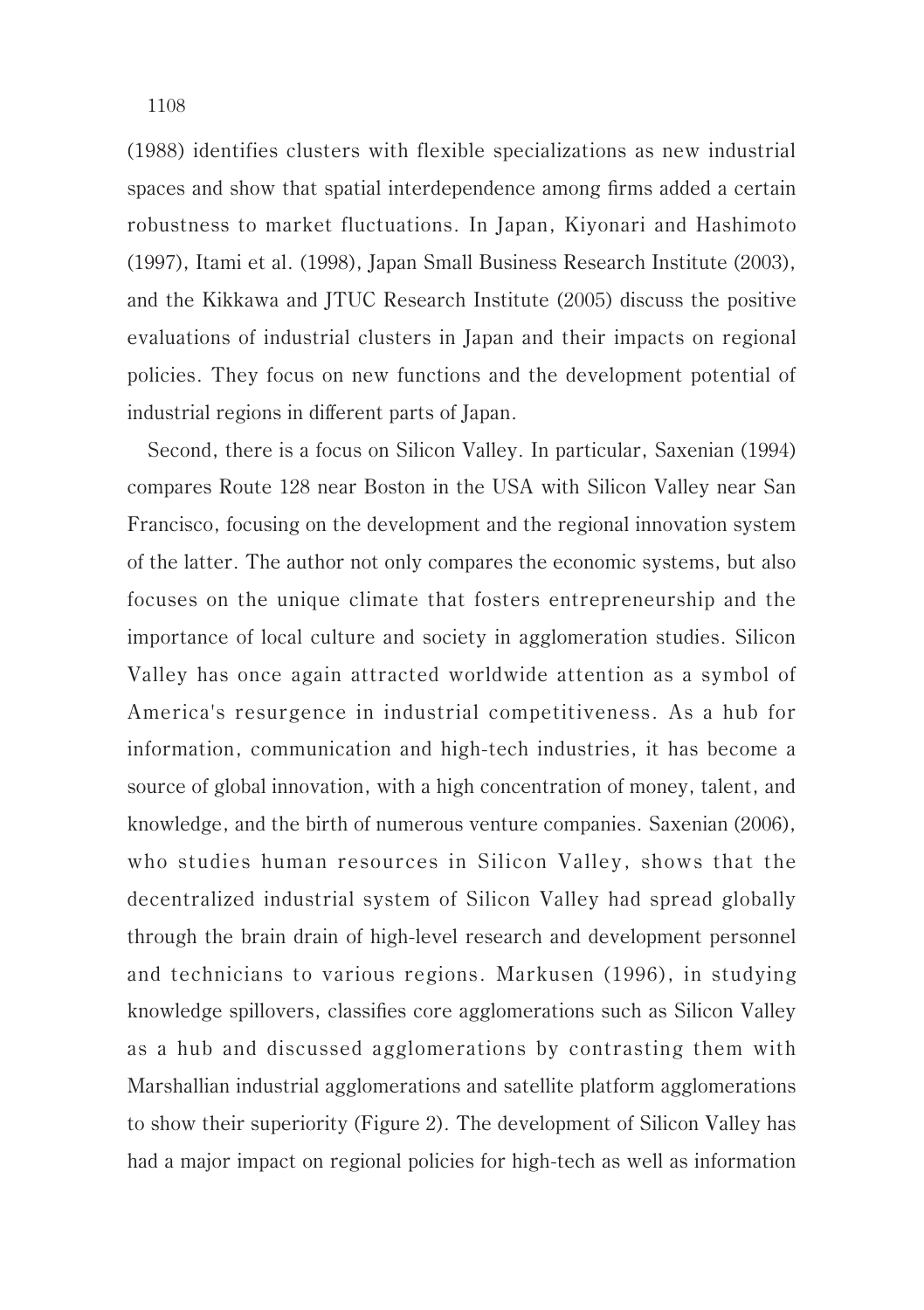(1988) identifies clusters with flexible specializations as new industrial spaces and show that spatial interdependence among firms added a certain robustness to market fluctuations. In Japan, Kiyonari and Hashimoto (1997), Itami et al. (1998), Japan Small Business Research Institute (2003), and the Kikkawa and JTUC Research Institute (2005) discuss the positive evaluations of industrial clusters in Japan and their impacts on regional policies. They focus on new functions and the development potential of industrial regions in different parts of Japan.

Second, there is a focus on Silicon Valley. In particular, Saxenian (1994) compares Route 128 near Boston in the USA with Silicon Valley near San Francisco, focusing on the development and the regional innovation system of the latter. The author not only compares the economic systems, but also focuses on the unique climate that fosters entrepreneurship and the importance of local culture and society in agglomeration studies. Silicon Valley has once again attracted worldwide attention as a symbol of America's resurgence in industrial competitiveness. As a hub for information, communication and high-tech industries, it has become a source of global innovation, with a high concentration of money, talent, and knowledge, and the birth of numerous venture companies. Saxenian (2006), who studies human resources in Silicon Valley, shows that the decentralized industrial system of Silicon Valley had spread globally through the brain drain of high-level research and development personnel and technicians to various regions. Markusen (1996), in studying knowledge spillovers, classifies core agglomerations such as Silicon Valley as a hub and discussed agglomerations by contrasting them with Marshallian industrial agglomerations and satellite platform agglomerations to show their superiority (Figure 2). The development of Silicon Valley has had a major impact on regional policies for high-tech as well as information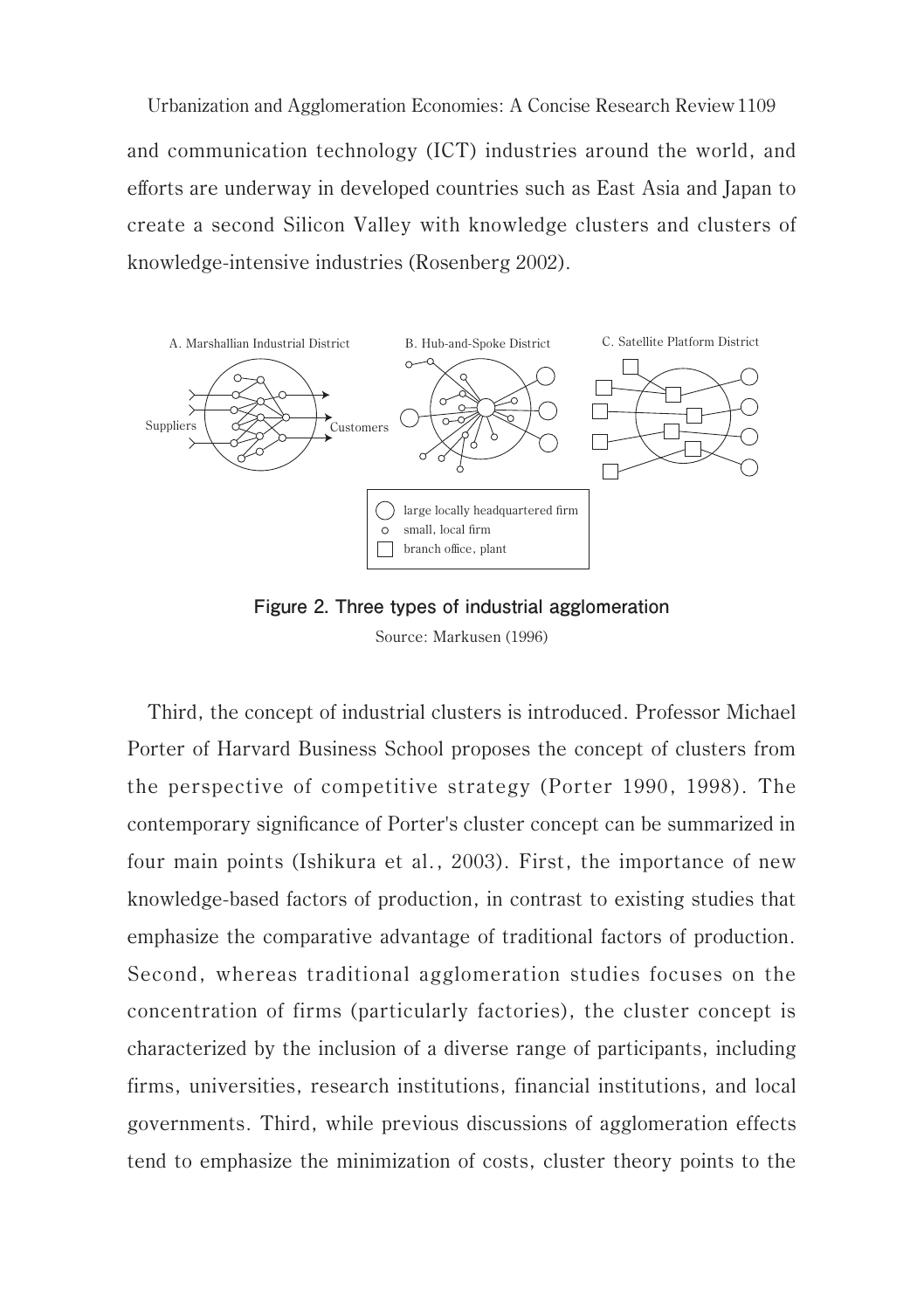and communication technology (ICT) industries around the world, and efforts are underway in developed countries such as East Asia and Japan to create a second Silicon Valley with knowledge clusters and clusters of knowledge-intensive industries (Rosenberg 2002).

**Figure 2. Three types of industrial agglomeration**

Source: Markusen (1996)

Third, the concept of industrial clusters is introduced. Professor Michael Porter of Harvard Business School proposes the concept of clusters from the perspective of competitive strategy (Porter 1990, 1998). The contemporary significance of Porter's cluster concept can be summarized in four main points (Ishikura et al., 2003). First, the importance of new knowledge-based factors of production, in contrast to existing studies that emphasize the comparative advantage of traditional factors of production. Second, whereas traditional agglomeration studies focuses on the concentration of firms (particularly factories), the cluster concept is characterized by the inclusion of a diverse range of participants, including firms, universities, research institutions, financial institutions, and local governments. Third, while previous discussions of agglomeration effects tend to emphasize the minimization of costs, cluster theory points to the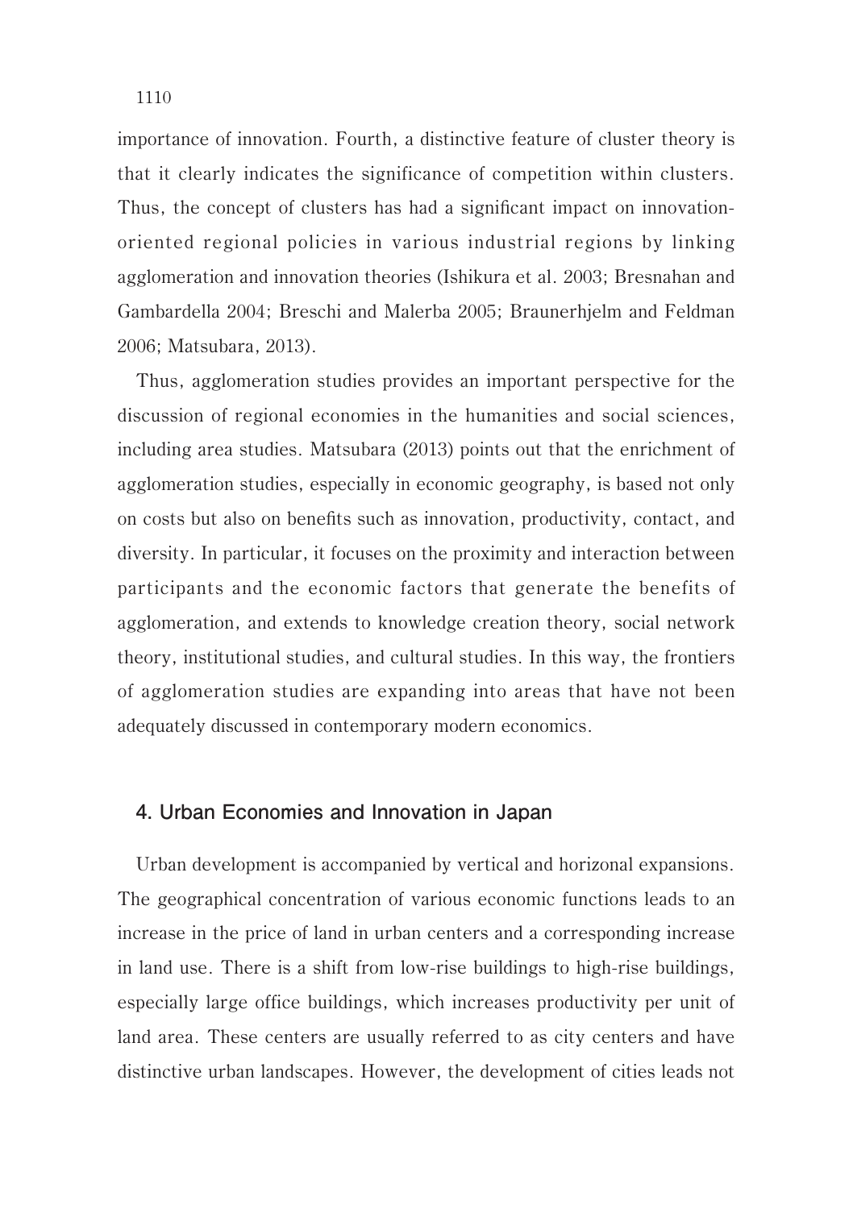importance of innovation. Fourth, a distinctive feature of cluster theory is that it clearly indicates the significance of competition within clusters. Thus, the concept of clusters has had a significant impact on innovation-oriented regional policies in various industrial regions by linking agglomeration and innovation theories (Ishikura et al. 2003; Bresnahan and Gambardella 2004; Breschi and Malerba 2005; Braunerhjelm and Feldman 2006; Matsubara, 2013).

Thus, agglomeration studies provides an important perspective for the discussion of regional economies in the humanities and social sciences, including area studies. Matsubara (2013) points out that the enrichment of agglomeration studies, especially in economic geography, is based not only on costs but also on benefits such as innovation, productivity, contact, and diversity. In particular, it focuses on the proximity and interaction between participants and the economic factors that generate the benefits of agglomeration, and extends to knowledge creation theory, social network theory, institutional studies, and cultural studies. In this way, the frontiers of agglomeration studies are expanding into areas that have not been adequately discussed in contemporary modern economics.

## 4. Urban Economies and Innovation in Japan

Urban development is accompanied by vertical and horizonal expansions. The geographical concentration of various economic functions leads to an increase in the price of land in urban centers and a corresponding increase in land use. There is a shift from low-rise buildings to high-rise buildings, especially large office buildings, which increases productivity per unit of land area. These centers are usually referred to as city centers and have distinctive urban landscapes. However, the development of cities leads not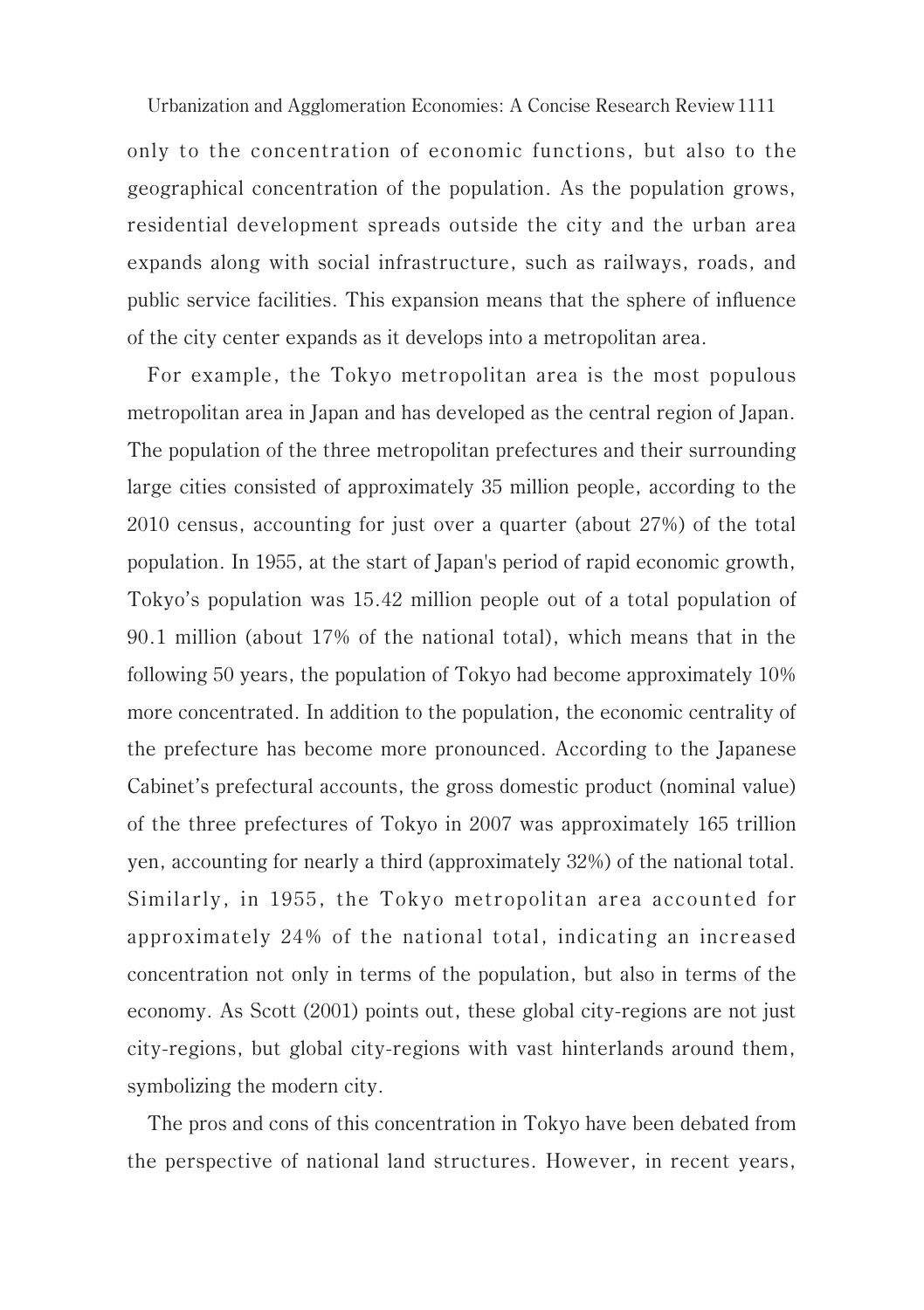only to the concentration of economic functions, but also to the geographical concentration of the population. As the population grows, residential development spreads outside the city and the urban area expands along with social infrastructure, such as railways, roads, and public service facilities. This expansion means that the sphere of influence of the city center expands as it develops into a metropolitan area.

For example, the Tokyo metropolitan area is the most populous metropolitan area in Japan and has developed as the central region of Japan. The population of the three metropolitan prefectures and their surrounding large cities consisted of approximately 35 million people, according to the 2010 census, accounting for just over a quarter (about 27%) of the total population. In 1955, at the start of Japan's period of rapid economic growth, Tokyo's population was 15.42 million people out of a total population of 90.1 million (about 17% of the national total), which means that in the following 50 years, the population of Tokyo had become approximately 10% more concentrated. In addition to the population, the economic centrality of the prefecture has become more pronounced. According to the Japanese Cabinet's prefectural accounts, the gross domestic product (nominal value) of the three prefectures of Tokyo in 2007 was approximately 165 trillion yen, accounting for nearly a third (approximately 32%) of the national total. Similarly, in 1955, the Tokyo metropolitan area accounted for approximately 24% of the national total, indicating an increased concentration not only in terms of the population, but also in terms of the economy. As Scott (2001) points out, these global city-regions are not just city-regions, but global city-regions with vast hinterlands around them, symbolizing the modern city.

The pros and cons of this concentration in Tokyo have been debated from the perspective of national land structures. However, in recent years,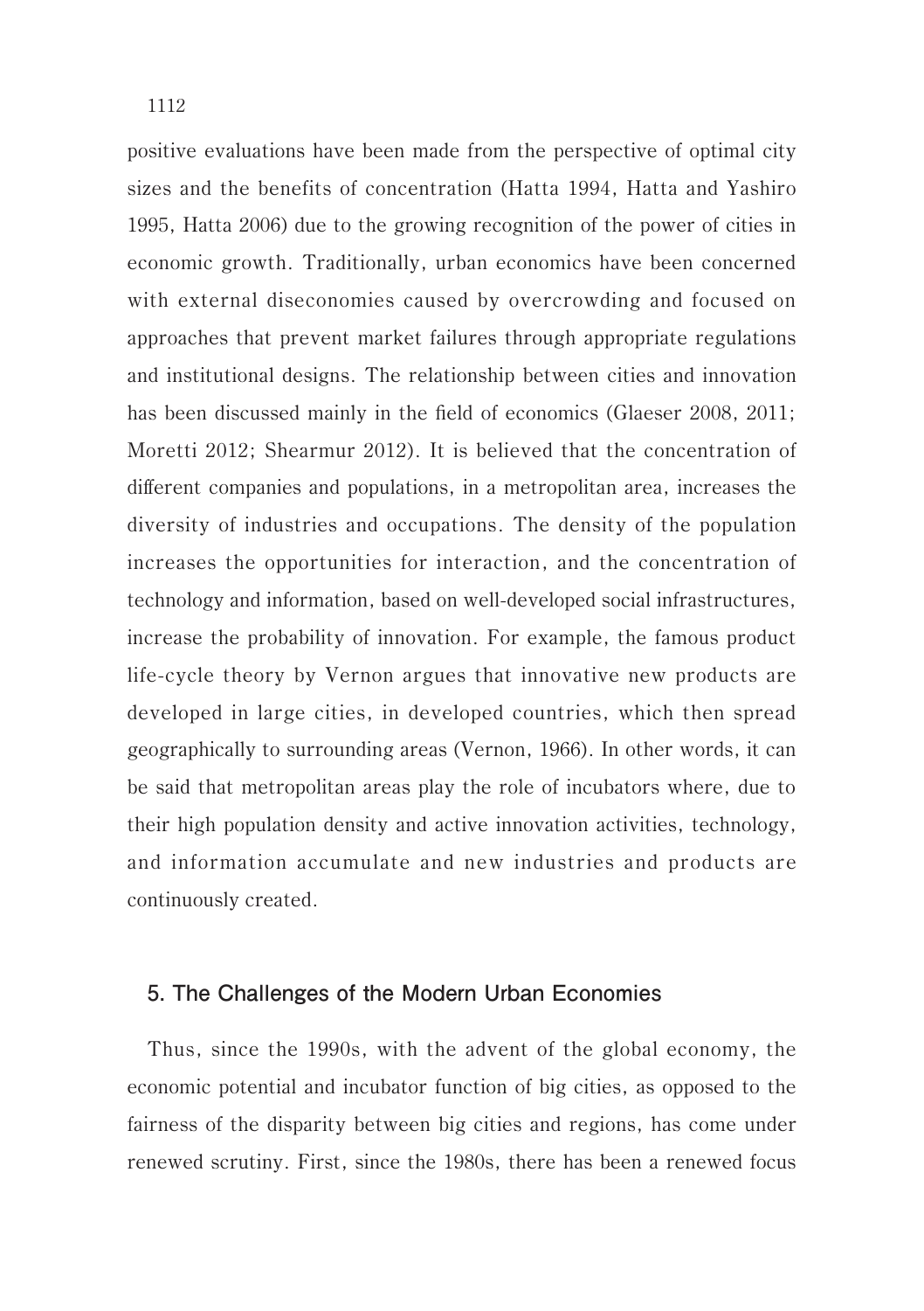positive evaluations have been made from the perspective of optimal city sizes and the benefits of concentration (Hatta 1994, Hatta and Yashiro 1995, Hatta 2006) due to the growing recognition of the power of cities in economic growth. Traditionally, urban economics have been concerned with external diseconomies caused by overcrowding and focused on approaches that prevent market failures through appropriate regulations and institutional designs. The relationship between cities and innovation has been discussed mainly in the field of economics (Glaeser 2008, 2011; Moretti 2012; Shearmur 2012). It is believed that the concentration of different companies and populations, in a metropolitan area, increases the diversity of industries and occupations. The density of the population increases the opportunities for interaction, and the concentration of technology and information, based on well-developed social infrastructures, increase the probability of innovation. For example, the famous product life-cycle theory by Vernon argues that innovative new products are developed in large cities, in developed countries, which then spread geographically to surrounding areas (Vernon, 1966). In other words, it can be said that metropolitan areas play the role of incubators where, due to their high population density and active innovation activities, technology, and information accumulate and new industries and products are continuously created.

## 5. The Challenges of the Modern Urban Economies

Thus, since the 1990s, with the advent of the global economy, the economic potential and incubator function of big cities, as opposed to the fairness of the disparity between big cities and regions, has come under renewed scrutiny. First, since the 1980s, there has been a renewed focus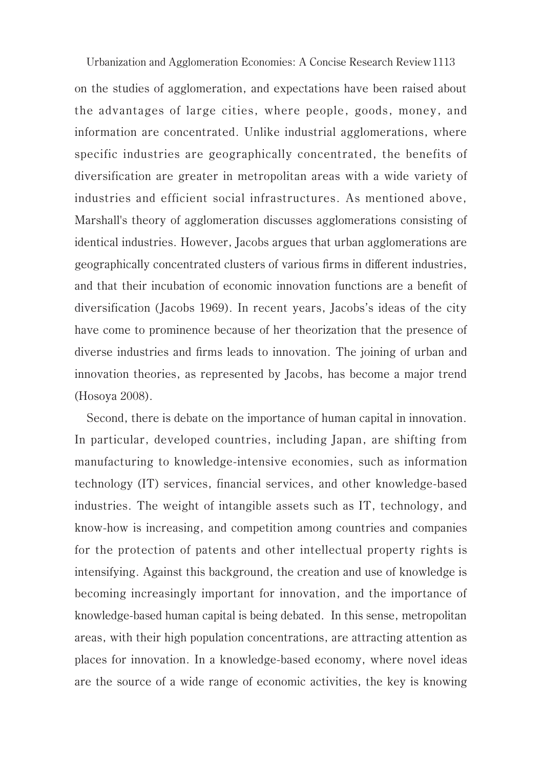on the studies of agglomeration, and expectations have been raised about the advantages of large cities, where people, goods, money, and information are concentrated. Unlike industrial agglomerations, where specific industries are geographically concentrated, the benefits of diversification are greater in metropolitan areas with a wide variety of industries and efficient social infrastructures. As mentioned above, Marshall's theory of agglomeration discusses agglomerations consisting of identical industries. However, Jacobs argues that urban agglomerations are geographically concentrated clusters of various firms in different industries, and that their incubation of economic innovation functions are a benefit of diversification (Jacobs 1969). In recent years, Jacobs's ideas of the city have come to prominence because of her theorization that the presence of diverse industries and firms leads to innovation. The joining of urban and innovation theories, as represented by Jacobs, has become a major trend (Hosoya 2008).

Second, there is debate on the importance of human capital in innovation. In particular, developed countries, including Japan, are shifting from manufacturing to knowledge-intensive economies, such as information technology (IT) services, financial services, and other knowledge-based industries. The weight of intangible assets such as IT, technology, and know-how is increasing, and competition among countries and companies for the protection of patents and other intellectual property rights is intensifying. Against this background, the creation and use of knowledge is becoming increasingly important for innovation, and the importance of knowledge-based human capital is being debated. In this sense, metropolitan areas, with their high population concentrations, are attracting attention as places for innovation. In a knowledge-based economy, where novel ideas are the source of a wide range of economic activities, the key is knowing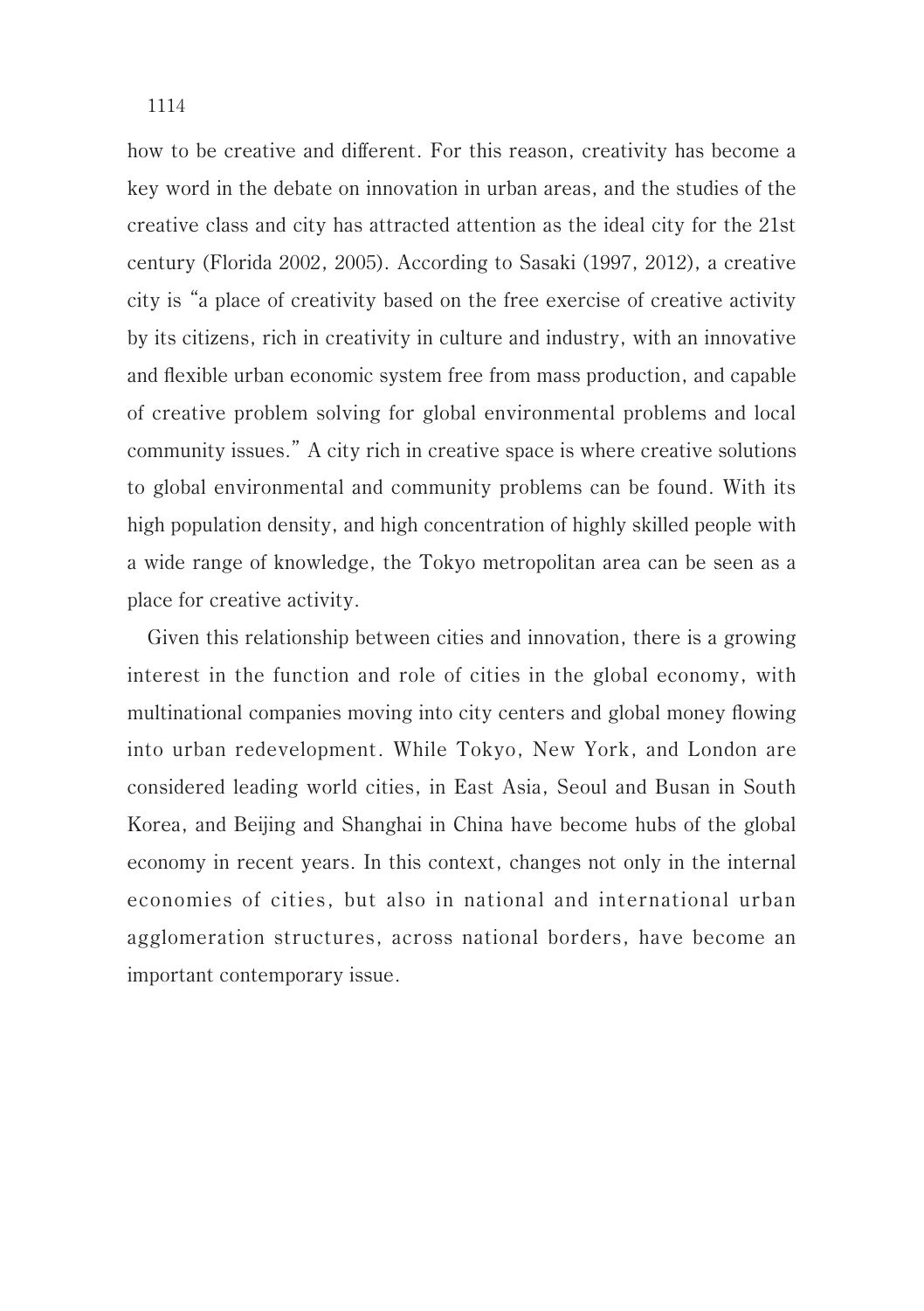how to be creative and different. For this reason, creativity has become a key word in the debate on innovation in urban areas, and the studies of the creative class and city has attracted attention as the ideal city for the 21st century (Florida 2002, 2005). According to Sasaki (1997, 2012), a creative city is "a place of creativity based on the free exercise of creative activity by its citizens, rich in creativity in culture and industry, with an innovative and flexible urban economic system free from mass production, and capable of creative problem solving for global environmental problems and local community issues." A city rich in creative space is where creative solutions to global environmental and community problems can be found. With its high population density, and high concentration of highly skilled people with a wide range of knowledge, the Tokyo metropolitan area can be seen as a place for creative activity.

Given this relationship between cities and innovation, there is a growing interest in the function and role of cities in the global economy, with multinational companies moving into city centers and global money flowing into urban redevelopment. While Tokyo, New York, and London are considered leading world cities, in East Asia, Seoul and Busan in South Korea, and Beijing and Shanghai in China have become hubs of the global economy in recent years. In this context, changes not only in the internal economies of cities, but also in national and international urban agglomeration structures, across national borders, have become an important contemporary issue.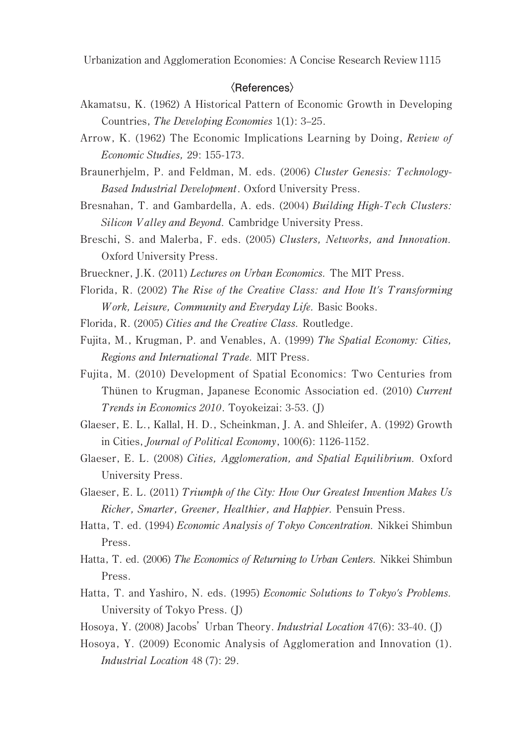## 〈References〉

Akamatsu, K. (1962) A Historical Pattern of Economic Growth in Developing Countries, *The Developing Economies* 1(1): 3–25.

Arrow, K. (1962) The Economic Implications Learning by Doing, *Review of Economic Studies,* 29: 155-173.

Braunerhjelm, P. and Feldman, M. eds. (2006) *Cluster Genesis: Technology-Based Industrial Development*. Oxford University Press.

Bresnahan, T. and Gambardella, A. eds. (2004) *Building High-Tech Clusters: Silicon Valley and Beyond.* Cambridge University Press.

Breschi, S. and Malerba, F. eds. (2005) *Clusters, Networks, and Innovation.* Oxford University Press.

Brueckner, J.K. (2011) *Lectures on Urban Economics.* The MIT Press.

Florida, R. (2002) *The Rise of the Creative Class: and How It's Transforming Work, Leisure, Community and Everyday Life.* Basic Books.

Florida, R. (2005) *Cities and the Creative Class.* Routledge.

Fujita, M., Krugman, P. and Venables, A. (1999) *The Spatial Economy: Cities, Regions and International Trade.* MIT Press.

Fujita, M. (2010) Development of Spatial Economics: Two Centuries from Thünen to Krugman, Japanese Economic Association ed. (2010) *Current Trends in Economics 2010*. Toyokeizai: 3-53. (J)

Glaeser, E. L., Kallal, H. D., Scheinkman, J. A. and Shleifer, A. (1992) Growth in Cities, *Journal of Political Economy*, 100(6): 1126-1152.

Glaeser, E. L. (2008) *Cities, Agglomeration, and Spatial Equilibrium.* Oxford University Press.

Glaeser, E. L. (2011) *Triumph of the City: How Our Greatest Invention Makes Us Richer, Smarter, Greener, Healthier, and Happier.* Pensuin Press.

Hatta, T. ed. (1994) *Economic Analysis of Tokyo Concentration.* Nikkei Shimbun Press.

Hatta, T. ed. (2006) *The Economics of Returning to Urban Centers.* Nikkei Shimbun Press.

Hatta, T. and Yashiro, N. eds. (1995) *Economic Solutions to Tokyo's Problems.* University of Tokyo Press. (J)

Hosoya, Y. (2008) Jacobs' Urban Theory. *Industrial Location* 47(6): 33-40. (J)

Hosoya, Y. (2009) Economic Analysis of Agglomeration and Innovation (1). *Industrial Location* 48 (7): 29.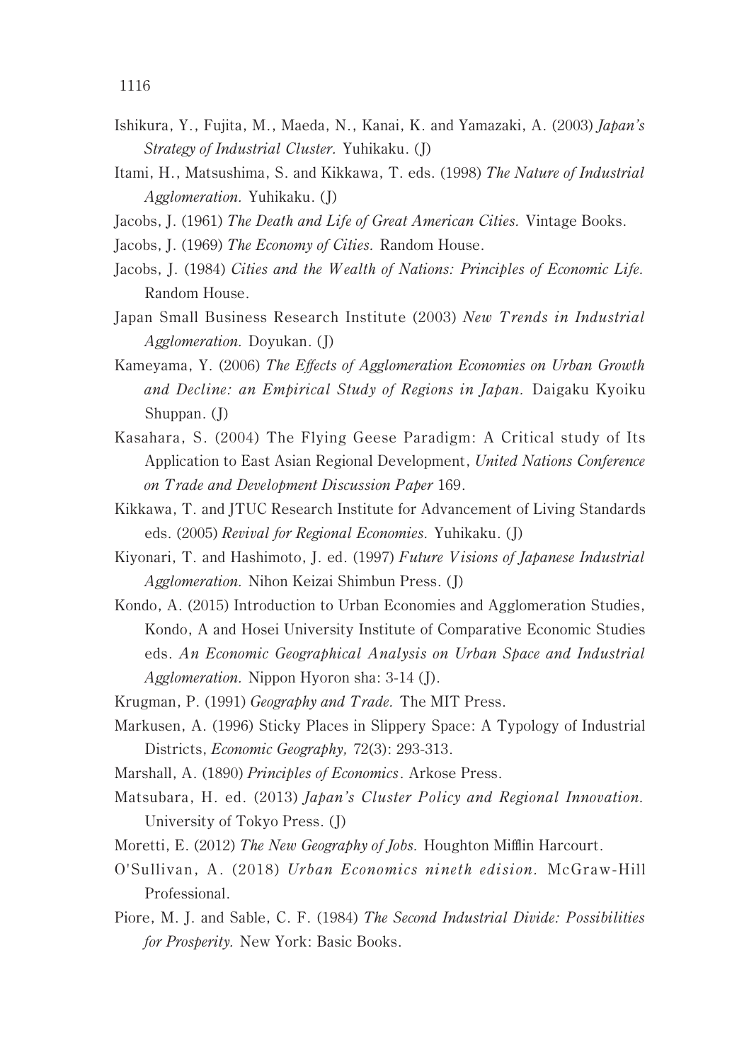Ishikura, Y., Fujita, M., Maeda, N., Kanai, K. and Yamazaki, A. (2003) *Japan's Strategy of Industrial Cluster.* Yuhikaku. (J)

Itami, H., Matsushima, S. and Kikkawa, T. eds. (1998) *The Nature of Industrial Agglomeration.* Yuhikaku. (J)

Jacobs, J. (1961) *The Death and Life of Great American Cities.* Vintage Books.

Jacobs, J. (1969) *The Economy of Cities.* Random House.

Jacobs, J. (1984) *Cities and the Wealth of Nations: Principles of Economic Life.* Random House.

Japan Small Business Research Institute (2003) *New Trends in Industrial Agglomeration.* Doyukan. (J)

Kameyama, Y. (2006) *The Effects of Agglomeration Economies on Urban Growth and Decline: an Empirical Study of Regions in Japan.* Daigaku Kyoiku Shuppan. (J)

Kasahara, S. (2004) The Flying Geese Paradigm: A Critical study of Its Application to East Asian Regional Development, *United Nations Conference on Trade and Development Discussion Paper* 169.

Kikkawa, T. and JTUC Research Institute for Advancement of Living Standards eds. (2005) *Revival for Regional Economies.* Yuhikaku. (J)

Kiyonari, T. and Hashimoto, J. ed. (1997) *Future Visions of Japanese Industrial Agglomeration.* Nihon Keizai Shimbun Press. (J)

Kondo, A. (2015) Introduction to Urban Economies and Agglomeration Studies, Kondo, A and Hosei University Institute of Comparative Economic Studies eds. *An Economic Geographical Analysis on Urban Space and Industrial Agglomeration.* Nippon Hyoron sha: 3-14 (J).

Krugman, P. (1991) *Geography and Trade.* The MIT Press.

Markusen, A. (1996) Sticky Places in Slippery Space: A Typology of Industrial Districts, *Economic Geography,* 72(3): 293-313.

Marshall, A. (1890) *Principles of Economics*. Arkose Press.

Matsubara, H. ed. (2013) *Japan's Cluster Policy and Regional Innovation.* University of Tokyo Press. (J)

Moretti, E. (2012) *The New Geography of Jobs.* Houghton Mifflin Harcourt.

O'Sullivan, A. (2018) *Urban Economics nineth edision.* McGraw-Hill Professional.

Piore, M. J. and Sable, C. F. (1984) *The Second Industrial Divide: Possibilities for Prosperity.* New York: Basic Books.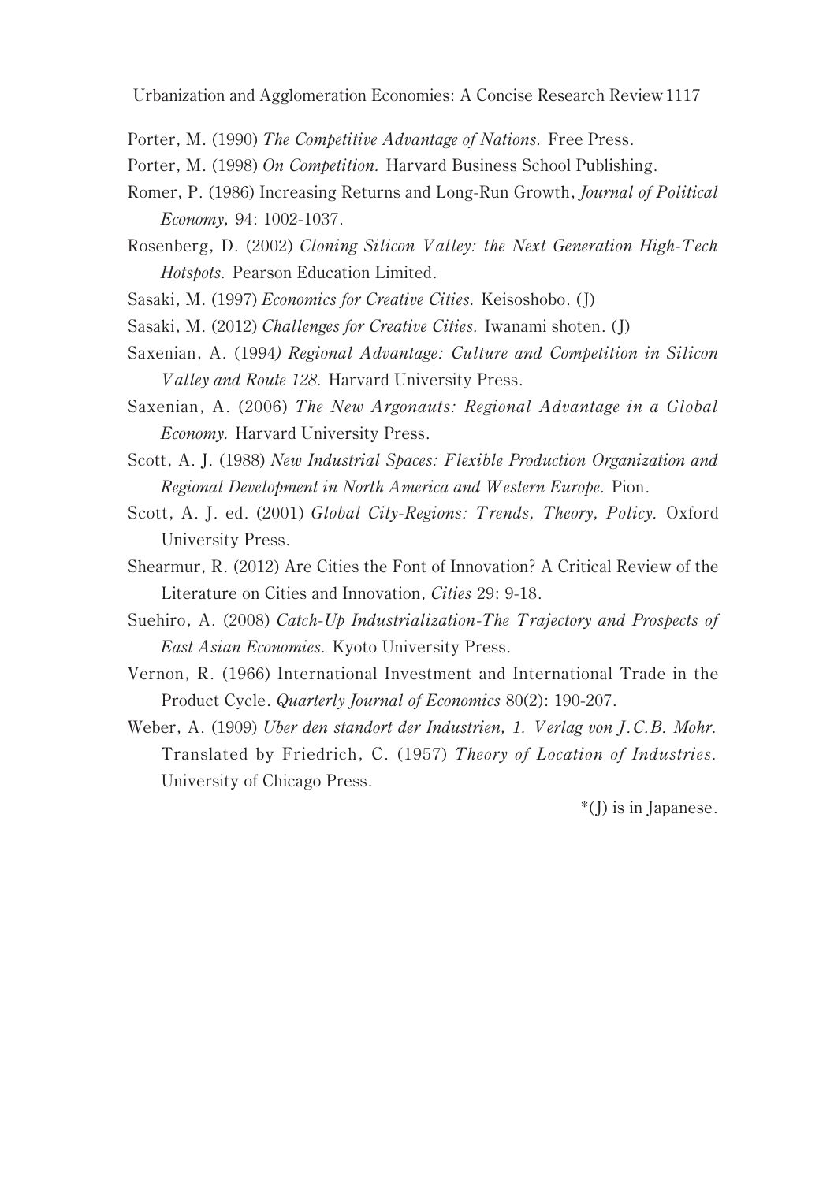Porter, M. (1990) *The Competitive Advantage of Nations.* Free Press.

Porter, M. (1998) *On Competition.* Harvard Business School Publishing.

Romer, P. (1986) Increasing Returns and Long-Run Growth, *Journal of Political Economy,* 94: 1002-1037.

Rosenberg, D. (2002) *Cloning Silicon Valley: the Next Generation High-Tech Hotspots.* Pearson Education Limited.

Sasaki, M. (1997) *Economics for Creative Cities.* Keisoshobo. (J)

Sasaki, M. (2012) *Challenges for Creative Cities.* Iwanami shoten. (J)

Saxenian, A. (1994*) Regional Advantage: Culture and Competition in Silicon Valley and Route 128.* Harvard University Press.

Saxenian, A. (2006) *The New Argonauts: Regional Advantage in a Global Economy.* Harvard University Press.

Scott, A. J. (1988) *New Industrial Spaces: Flexible Production Organization and Regional Development in North America and Western Europe.* Pion.

Scott, A. J. ed. (2001) *Global City-Regions: Trends, Theory, Policy.* Oxford University Press.

Shearmur, R. (2012) Are Cities the Font of Innovation? A Critical Review of the Literature on Cities and Innovation, *Cities* 29: 9-18.

Suehiro, A. (2008) *Catch-Up Industrialization-The Trajectory and Prospects of East Asian Economies.* Kyoto University Press.

Vernon, R. (1966) International Investment and International Trade in the Product Cycle. *Quarterly Journal of Economics* 80(2): 190-207.

Weber, A. (1909) *Uber den standort der Industrien, 1. Verlag von J.C.B. Mohr.* Translated by Friedrich, C. (1957) *Theory of Location of Industries.* University of Chicago Press.

*(J) is in Japanese.